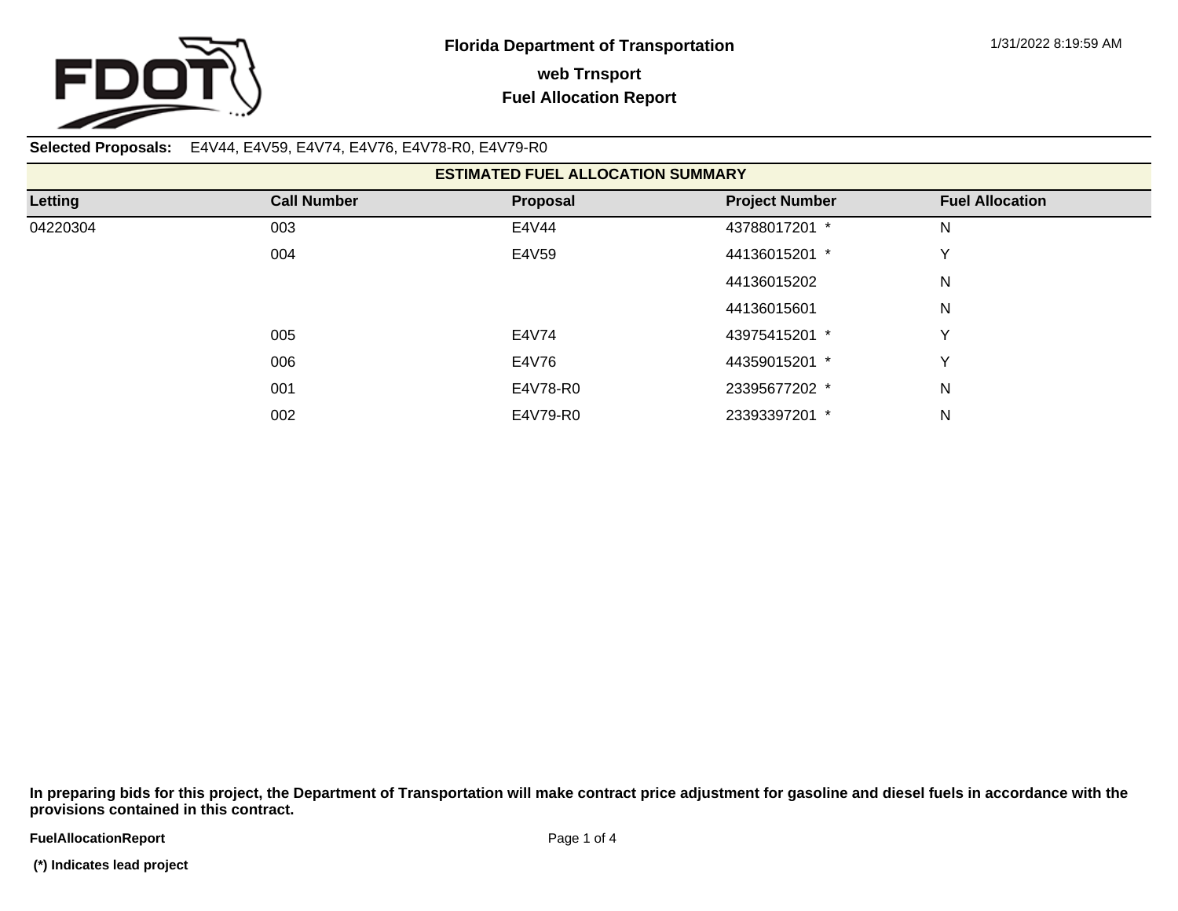# Florida Department of Transportation

## web Trnsport

## Fuel Allocation Report

1/31/2022 8:19:59 AM

**Selected Proposals:** E4V44, E4V59, E4V74, E4V76, E4V78-R0, E4V79-R0

**ESTIMATED FUEL ALLOCATION SUMMARY**

| Letting | Call Number | Proposal | Project Number | Fuel Allocation |
|---|---|---|---|---|
| 04220304 | 003 | E4V44 | 43788017201 * | N |
| | 004 | E4V59 | 44136015201 * | Y |
| | | | 44136015202 | N |
| | | | 44136015601 | N |
| | 005 | E4V74 | 43975415201 * | Y |
| | 006 | E4V76 | 44359015201 * | Y |
| | 001 | E4V78-R0 | 23395677202 * | N |
| | 002 | E4V79-R0 | 23393397201 * | N |

**In preparing bids for this project, the Department of Transportation will make contract price adjustment for gasoline and diesel fuels in accordance with the provisions contained in this contract.**

**(*) Indicates lead project**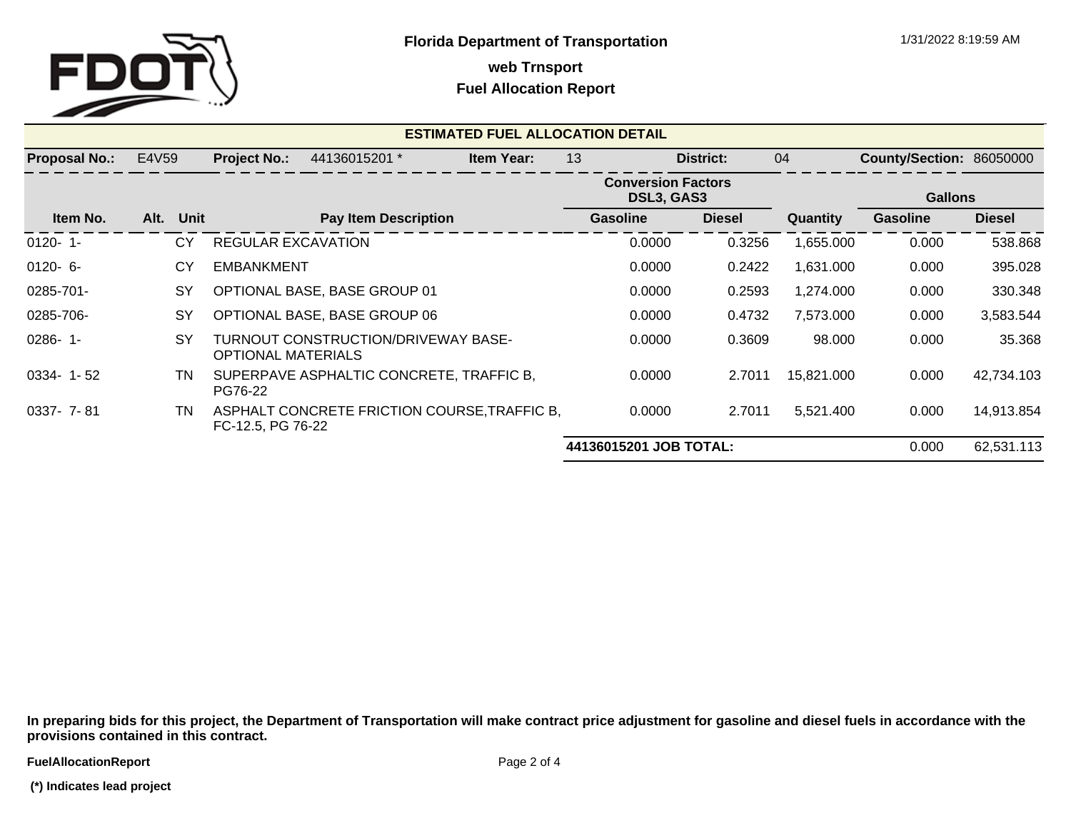# Florida Department of Transportation

## web Trnsport

## Fuel Allocation Report

1/31/2022 8:19:59 AM

### ESTIMATED FUEL ALLOCATION DETAIL

**Proposal No.:** E4V59 **Project No.:** 44136015201 * **Item Year:** 13 **District:** 04 **County/Section:** 86050000

| | | | | Conversion Factors DSL3, GAS3 | | | Gallons | |
|---|---|---|---|---|---|---|---|---|
| **Item No.** | **Alt.** | **Unit** | **Pay Item Description** | **Gasoline** | **Diesel** | **Quantity** | **Gasoline** | **Diesel** |
| 0120- 1- | | CY | REGULAR EXCAVATION | 0.0000 | 0.3256 | 1,655.000 | 0.000 | 538.868 |
| 0120- 6- | | CY | EMBANKMENT | 0.0000 | 0.2422 | 1,631.000 | 0.000 | 395.028 |
| 0285-701- | | SY | OPTIONAL BASE, BASE GROUP 01 | 0.0000 | 0.2593 | 1,274.000 | 0.000 | 330.348 |
| 0285-706- | | SY | OPTIONAL BASE, BASE GROUP 06 | 0.0000 | 0.4732 | 7,573.000 | 0.000 | 3,583.544 |
| 0286- 1- | | SY | TURNOUT CONSTRUCTION/DRIVEWAY BASE-OPTIONAL MATERIALS | 0.0000 | 0.3609 | 98.000 | 0.000 | 35.368 |
| 0334- 1- 52 | | TN | SUPERPAVE ASPHALTIC CONCRETE, TRAFFIC B, PG76-22 | 0.0000 | 2.7011 | 15,821.000 | 0.000 | 42,734.103 |
| 0337- 7- 81 | | TN | ASPHALT CONCRETE FRICTION COURSE,TRAFFIC B, FC-12.5, PG 76-22 | 0.0000 | 2.7011 | 5,521.400 | 0.000 | 14,913.854 |
| | | | | **44136015201 JOB TOTAL:** | | | 0.000 | 62,531.113 |

**In preparing bids for this project, the Department of Transportation will make contract price adjustment for gasoline and diesel fuels in accordance with the provisions contained in this contract.**

**FuelAllocationReport**

**(*) Indicates lead project**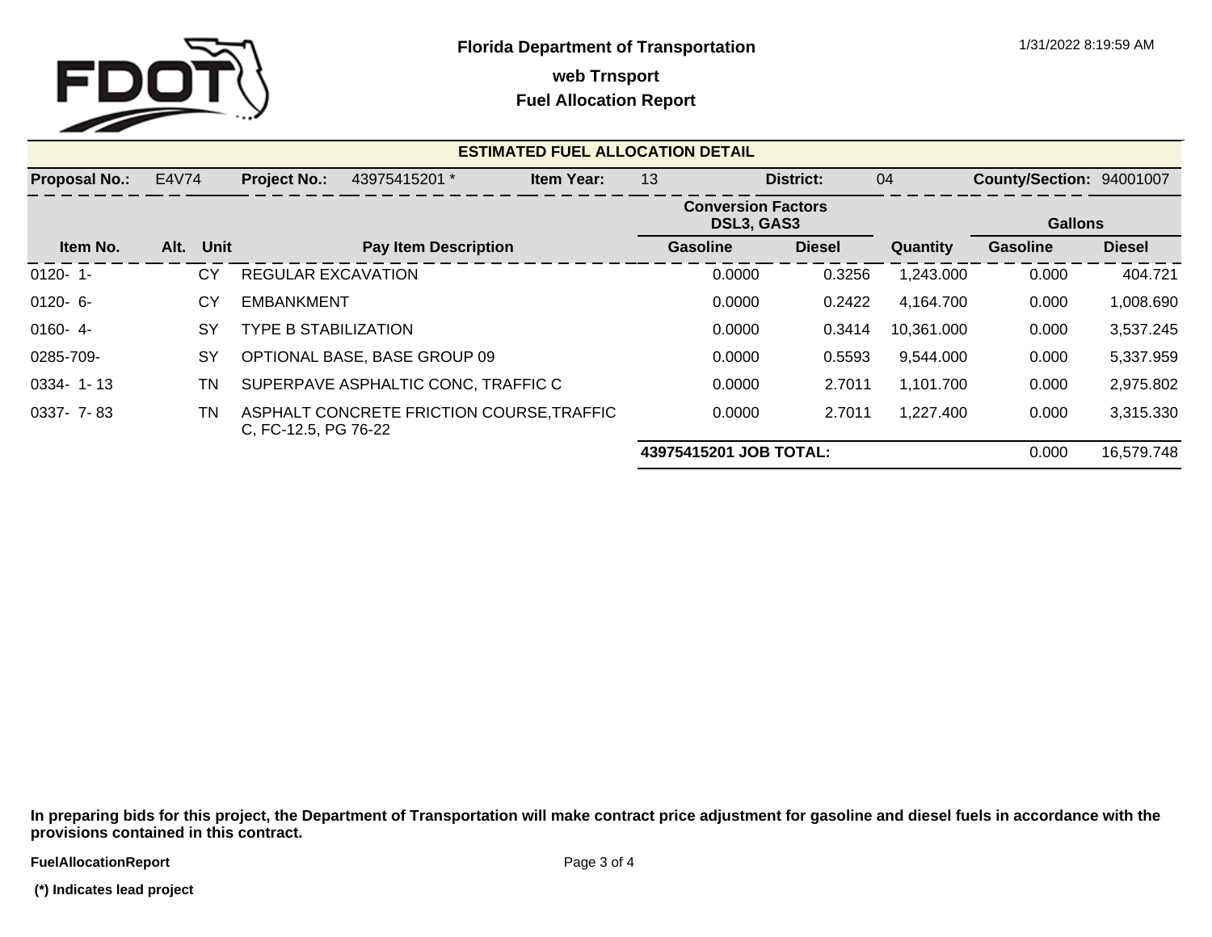# Florida Department of Transportation

**web Trnsport**

**Fuel Allocation Report**

1/31/2022 8:19:59 AM

## ESTIMATED FUEL ALLOCATION DETAIL

**Proposal No.:** E4V74 **Project No.:** 43975415201 * **Item Year:** 13 **District:** 04 **County/Section:** 94001007

| Item No. | Alt. | Unit | Pay Item Description | Conversion Factors DSL3, GAS3 | | Quantity | Gallons | |
|---|---|---|---|---|---|---|---|---|
| | | | | Gasoline | Diesel | | Gasoline | Diesel |
| 0120- 1- | | CY | REGULAR EXCAVATION | 0.0000 | 0.3256 | 1,243.000 | 0.000 | 404.721 |
| 0120- 6- | | CY | EMBANKMENT | 0.0000 | 0.2422 | 4,164.700 | 0.000 | 1,008.690 |
| 0160- 4- | | SY | TYPE B STABILIZATION | 0.0000 | 0.3414 | 10,361.000 | 0.000 | 3,537.245 |
| 0285-709- | | SY | OPTIONAL BASE, BASE GROUP 09 | 0.0000 | 0.5593 | 9,544.000 | 0.000 | 5,337.959 |
| 0334- 1- 13 | | TN | SUPERPAVE ASPHALTIC CONC, TRAFFIC C | 0.0000 | 2.7011 | 1,101.700 | 0.000 | 2,975.802 |
| 0337- 7- 83 | | TN | ASPHALT CONCRETE FRICTION COURSE,TRAFFIC C, FC-12.5, PG 76-22 | 0.0000 | 2.7011 | 1,227.400 | 0.000 | 3,315.330 |
| | | | | **43975415201 JOB TOTAL:** | | | 0.000 | 16,579.748 |

**In preparing bids for this project, the Department of Transportation will make contract price adjustment for gasoline and diesel fuels in accordance with the provisions contained in this contract.**

**FuelAllocationReport**

**(*) Indicates lead project**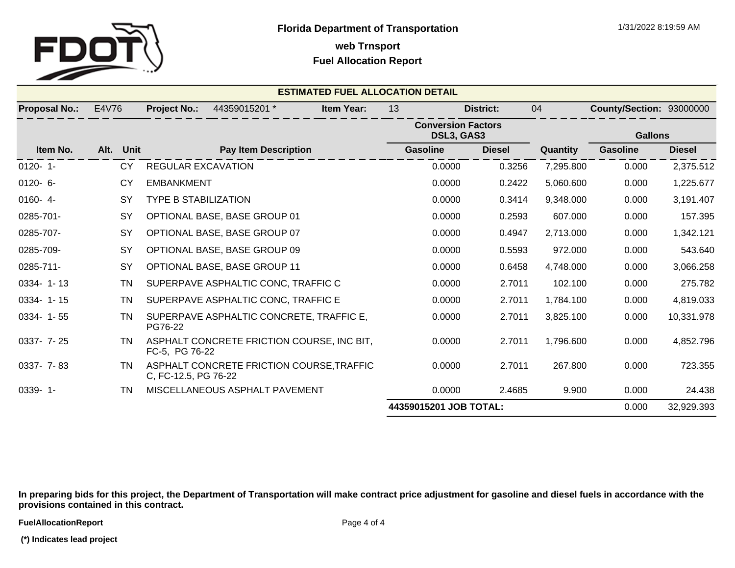**Florida Department of Transportation**

**web Trnsport**

**Fuel Allocation Report**

1/31/2022 8:19:59 AM

## ESTIMATED FUEL ALLOCATION DETAIL

**Proposal No.:** E4V76 **Project No.:** 44359015201 * **Item Year:** 13 **District:** 04 **County/Section:** 93000000

| Item No. | Alt. | Unit | Pay Item Description | Conversion Factors DSL3, GAS3 | | Quantity | Gallons | |
|---|---|---|---|---|---|---|---|---|
| | | | | Gasoline | Diesel | | Gasoline | Diesel |
| 0120- 1- | | CY | REGULAR EXCAVATION | 0.0000 | 0.3256 | 7,295.800 | 0.000 | 2,375.512 |
| 0120- 6- | | CY | EMBANKMENT | 0.0000 | 0.2422 | 5,060.600 | 0.000 | 1,225.677 |
| 0160- 4- | | SY | TYPE B STABILIZATION | 0.0000 | 0.3414 | 9,348.000 | 0.000 | 3,191.407 |
| 0285-701- | | SY | OPTIONAL BASE, BASE GROUP 01 | 0.0000 | 0.2593 | 607.000 | 0.000 | 157.395 |
| 0285-707- | | SY | OPTIONAL BASE, BASE GROUP 07 | 0.0000 | 0.4947 | 2,713.000 | 0.000 | 1,342.121 |
| 0285-709- | | SY | OPTIONAL BASE, BASE GROUP 09 | 0.0000 | 0.5593 | 972.000 | 0.000 | 543.640 |
| 0285-711- | | SY | OPTIONAL BASE, BASE GROUP 11 | 0.0000 | 0.6458 | 4,748.000 | 0.000 | 3,066.258 |
| 0334- 1- 13 | | TN | SUPERPAVE ASPHALTIC CONC, TRAFFIC C | 0.0000 | 2.7011 | 102.100 | 0.000 | 275.782 |
| 0334- 1- 15 | | TN | SUPERPAVE ASPHALTIC CONC, TRAFFIC E | 0.0000 | 2.7011 | 1,784.100 | 0.000 | 4,819.033 |
| 0334- 1- 55 | | TN | SUPERPAVE ASPHALTIC CONCRETE, TRAFFIC E, PG76-22 | 0.0000 | 2.7011 | 3,825.100 | 0.000 | 10,331.978 |
| 0337- 7- 25 | | TN | ASPHALT CONCRETE FRICTION COURSE, INC BIT, FC-5, PG 76-22 | 0.0000 | 2.7011 | 1,796.600 | 0.000 | 4,852.796 |
| 0337- 7- 83 | | TN | ASPHALT CONCRETE FRICTION COURSE,TRAFFIC C, FC-12.5, PG 76-22 | 0.0000 | 2.7011 | 267.800 | 0.000 | 723.355 |
| 0339- 1- | | TN | MISCELLANEOUS ASPHALT PAVEMENT | 0.0000 | 2.4685 | 9.900 | 0.000 | 24.438 |
| | | | | **44359015201 JOB TOTAL:** | | | 0.000 | 32,929.393 |

**In preparing bids for this project, the Department of Transportation will make contract price adjustment for gasoline and diesel fuels in accordance with the provisions contained in this contract.**

**FuelAllocationReport**

**(*) Indicates lead project**